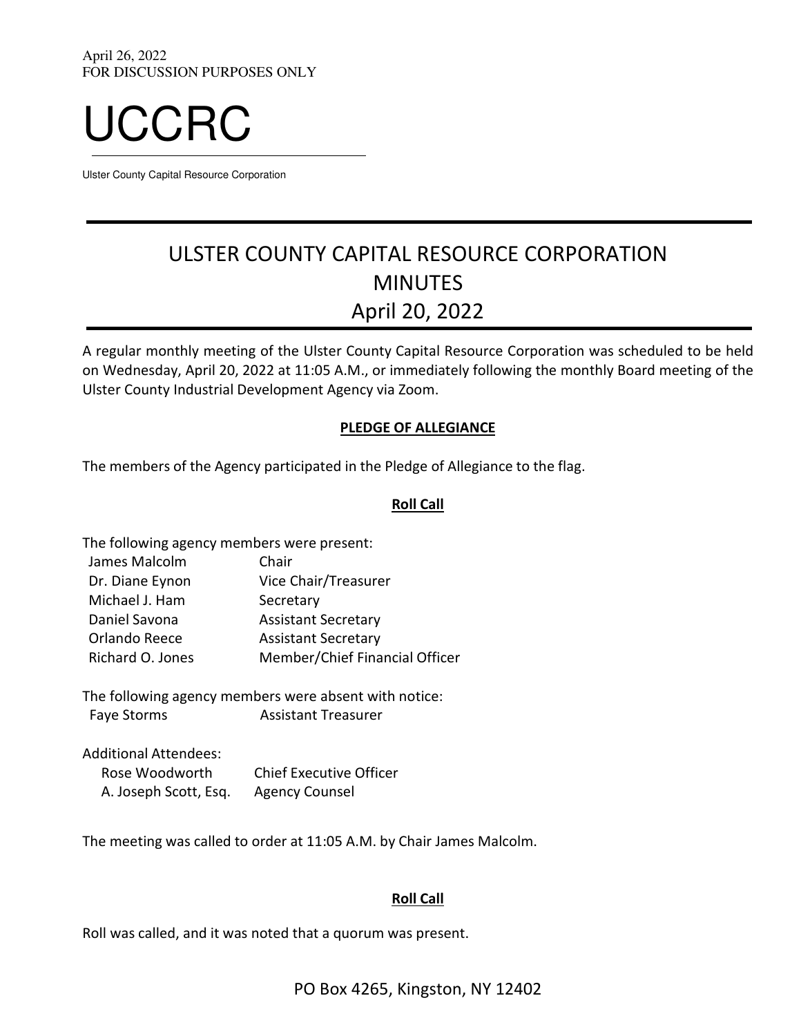April 26, 2022
FOR DISCUSSION PURPOSES ONLY

# UCCRC

Ulster County Capital Resource Corporation

# ULSTER COUNTY CAPITAL RESOURCE CORPORATION
# MINUTES
# April 20, 2022

A regular monthly meeting of the Ulster County Capital Resource Corporation was scheduled to be held on Wednesday, April 20, 2022 at 11:05 A.M., or immediately following the monthly Board meeting of the Ulster County Industrial Development Agency via Zoom.

**PLEDGE OF ALLEGIANCE**

The members of the Agency participated in the Pledge of Allegiance to the flag.

**Roll Call**

The following agency members were present:

| | |
|---|---|
| James Malcolm | Chair |
| Dr. Diane Eynon | Vice Chair/Treasurer |
| Michael J. Ham | Secretary |
| Daniel Savona | Assistant Secretary |
| Orlando Reece | Assistant Secretary |
| Richard O. Jones | Member/Chief Financial Officer |

The following agency members were absent with notice:

| | |
|---|---|
| Faye Storms | Assistant Treasurer |

Additional Attendees:

| | |
|---|---|
| Rose Woodworth | Chief Executive Officer |
| A. Joseph Scott, Esq. | Agency Counsel |

The meeting was called to order at 11:05 A.M. by Chair James Malcolm.

**Roll Call**

Roll was called, and it was noted that a quorum was present.

PO Box 4265, Kingston, NY 12402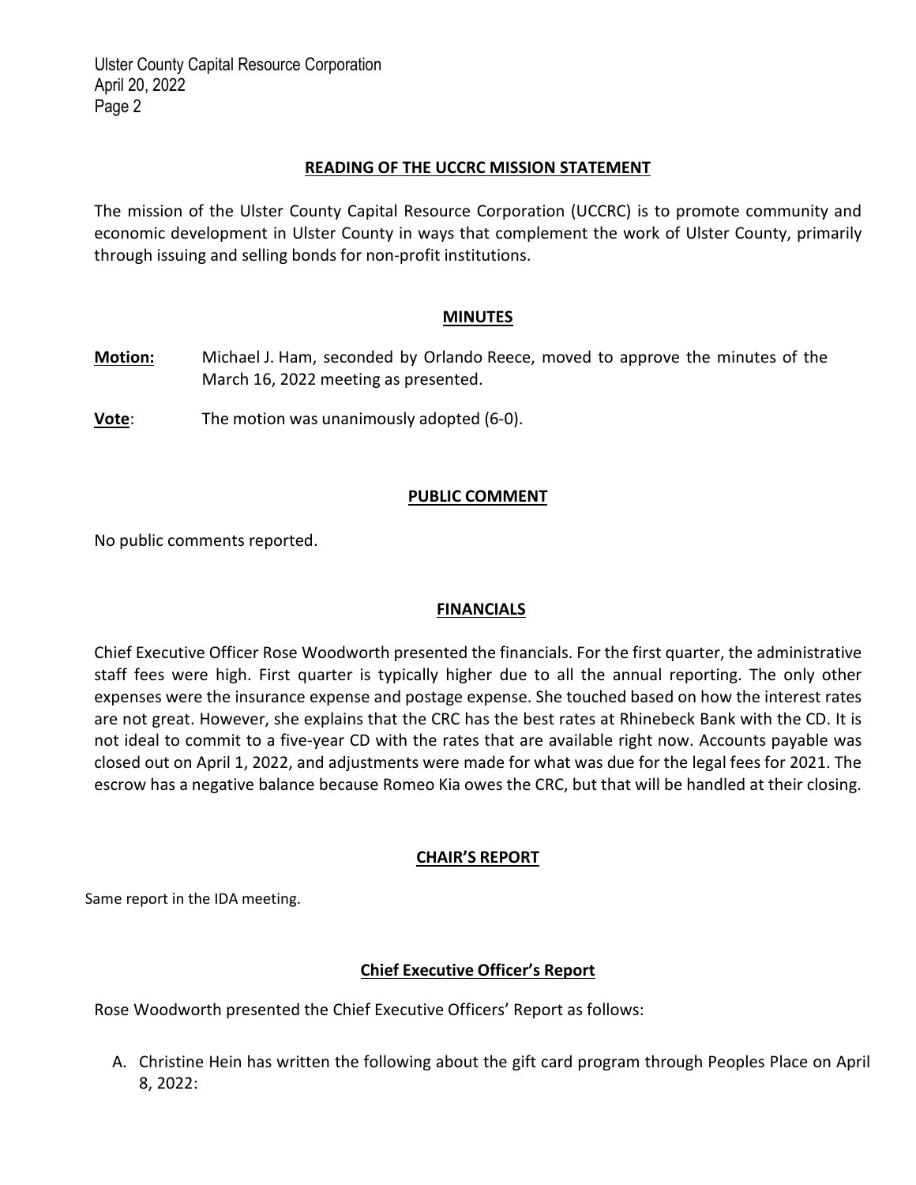## READING OF THE UCCRC MISSION STATEMENT

The mission of the Ulster County Capital Resource Corporation (UCCRC) is to promote community and economic development in Ulster County in ways that complement the work of Ulster County, primarily through issuing and selling bonds for non-profit institutions.

## MINUTES

**Motion:** Michael J. Ham, seconded by Orlando Reece, moved to approve the minutes of the March 16, 2022 meeting as presented.

**Vote**: The motion was unanimously adopted (6-0).

## PUBLIC COMMENT

No public comments reported.

## FINANCIALS

Chief Executive Officer Rose Woodworth presented the financials. For the first quarter, the administrative staff fees were high. First quarter is typically higher due to all the annual reporting. The only other expenses were the insurance expense and postage expense. She touched based on how the interest rates are not great. However, she explains that the CRC has the best rates at Rhinebeck Bank with the CD. It is not ideal to commit to a five-year CD with the rates that are available right now. Accounts payable was closed out on April 1, 2022, and adjustments were made for what was due for the legal fees for 2021. The escrow has a negative balance because Romeo Kia owes the CRC, but that will be handled at their closing.

## CHAIR'S REPORT

Same report in the IDA meeting.

## Chief Executive Officer's Report

Rose Woodworth presented the Chief Executive Officers' Report as follows:

A. Christine Hein has written the following about the gift card program through Peoples Place on April 8, 2022: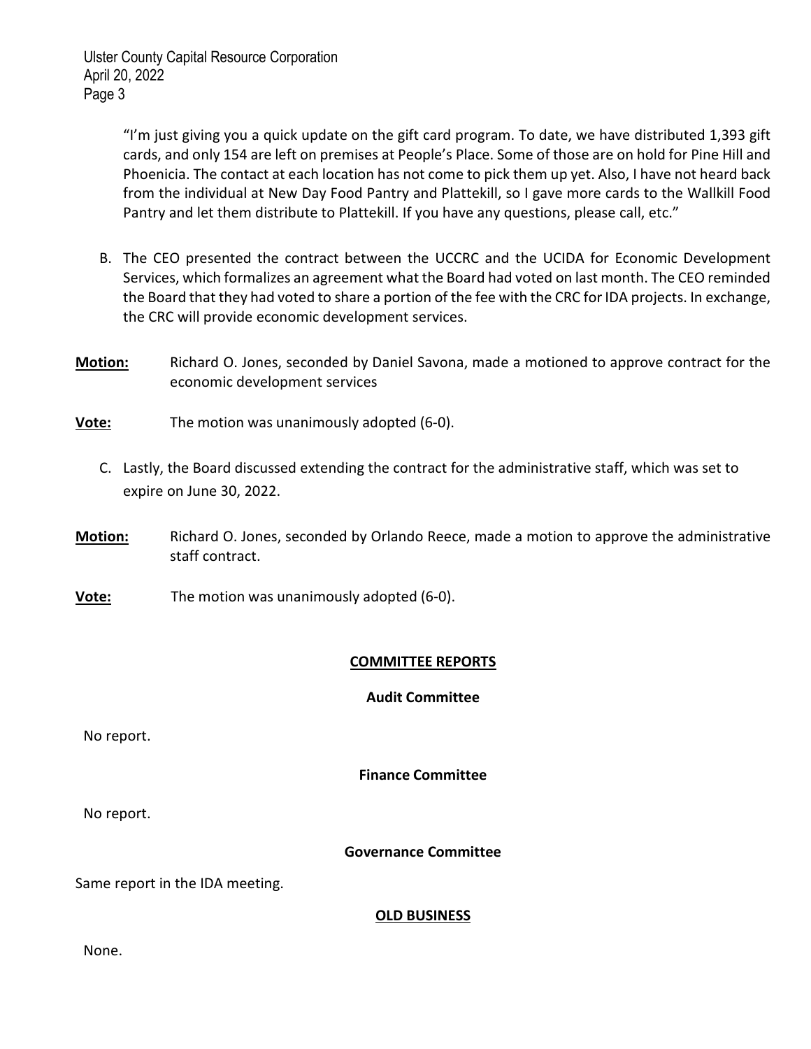"I'm just giving you a quick update on the gift card program. To date, we have distributed 1,393 gift cards, and only 154 are left on premises at People's Place. Some of those are on hold for Pine Hill and Phoenicia. The contact at each location has not come to pick them up yet. Also, I have not heard back from the individual at New Day Food Pantry and Plattekill, so I gave more cards to the Wallkill Food Pantry and let them distribute to Plattekill. If you have any questions, please call, etc."

B. The CEO presented the contract between the UCCRC and the UCIDA for Economic Development Services, which formalizes an agreement what the Board had voted on last month. The CEO reminded the Board that they had voted to share a portion of the fee with the CRC for IDA projects. In exchange, the CRC will provide economic development services.

**Motion:** Richard O. Jones, seconded by Daniel Savona, made a motioned to approve contract for the economic development services

**Vote:** The motion was unanimously adopted (6-0).

C. Lastly, the Board discussed extending the contract for the administrative staff, which was set to expire on June 30, 2022.

**Motion:** Richard O. Jones, seconded by Orlando Reece, made a motion to approve the administrative staff contract.

**Vote:** The motion was unanimously adopted (6-0).

## COMMITTEE REPORTS

### Audit Committee

No report.

### Finance Committee

No report.

### Governance Committee

Same report in the IDA meeting.

## OLD BUSINESS

None.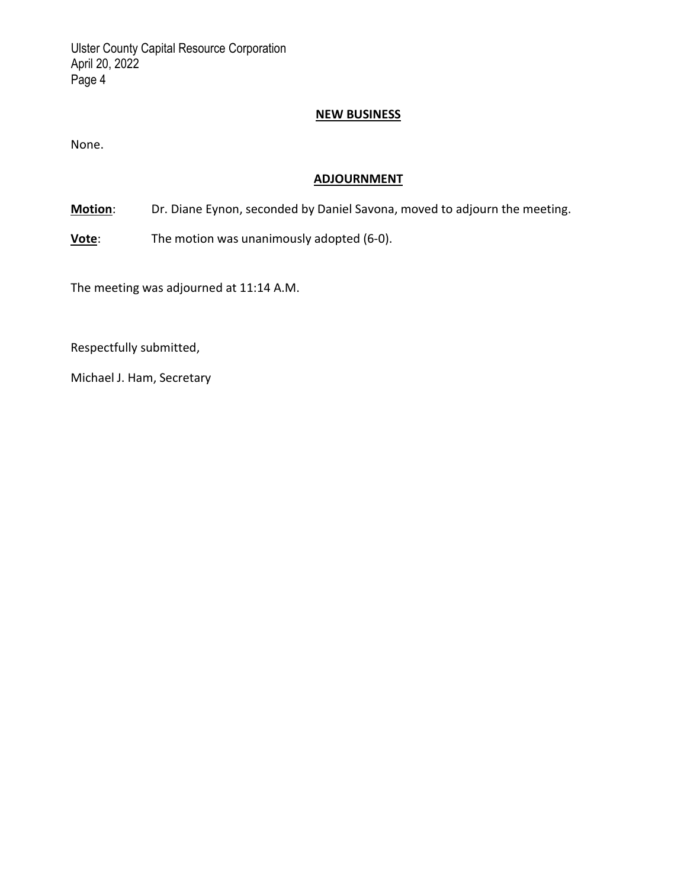## NEW BUSINESS

None.

## ADJOURNMENT

**Motion**: Dr. Diane Eynon, seconded by Daniel Savona, moved to adjourn the meeting.

**Vote**: The motion was unanimously adopted (6-0).

The meeting was adjourned at 11:14 A.M.

Respectfully submitted,

Michael J. Ham, Secretary